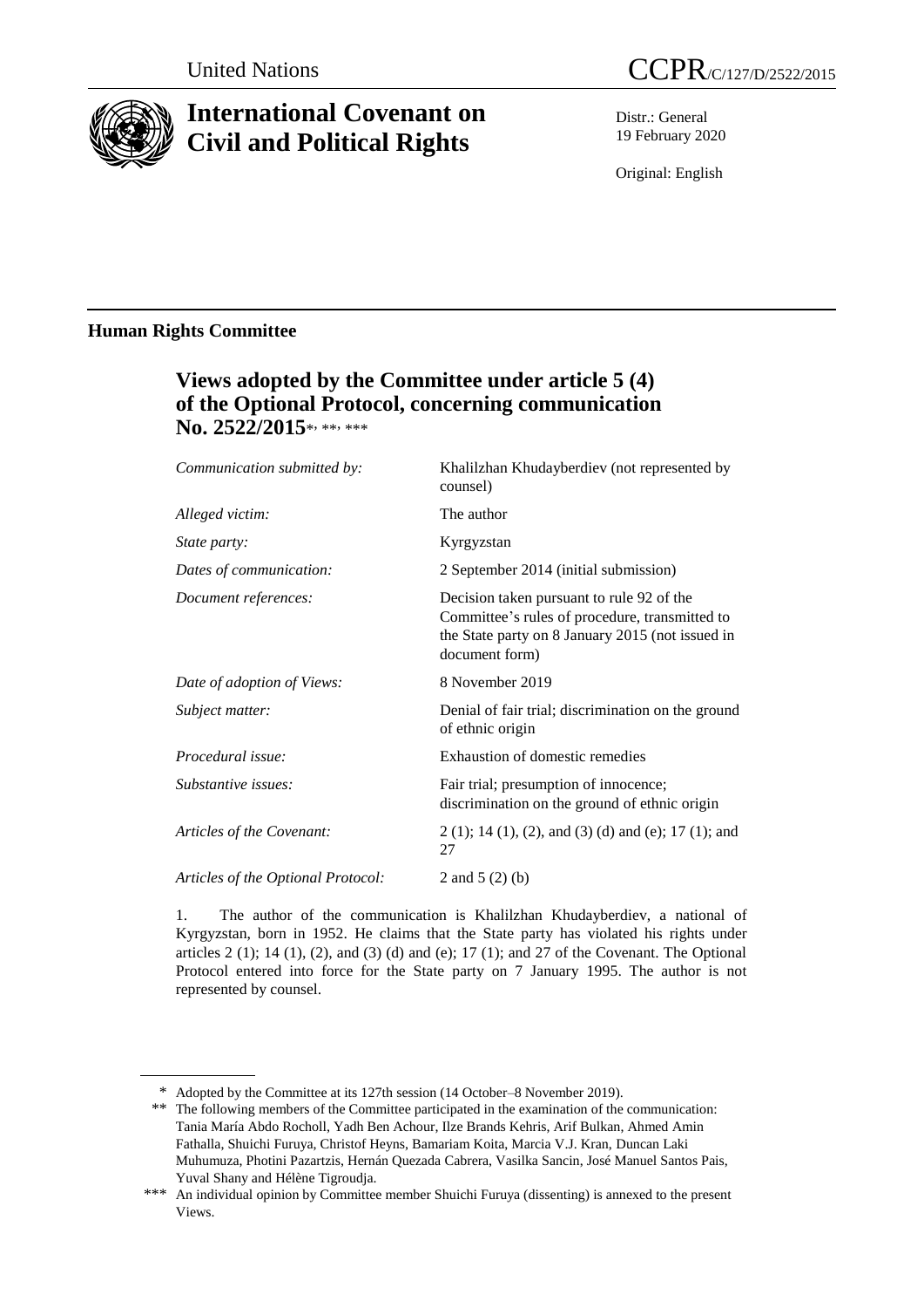United Nations

# CCPR/C/127/D/2522/2015

# International Covenant on Civil and Political Rights

Distr.: General
19 February 2020

Original: English

## Human Rights Committee

## Views adopted by the Committee under article 5 (4) of the Optional Protocol, concerning communication No. 2522/2015*, **, ***

| | |
|---|---|
| *Communication submitted by:* | Khalilzhan Khudayberdiev (not represented by counsel) |
| *Alleged victim:* | The author |
| *State party:* | Kyrgyzstan |
| *Dates of communication:* | 2 September 2014 (initial submission) |
| *Document references:* | Decision taken pursuant to rule 92 of the Committee's rules of procedure, transmitted to the State party on 8 January 2015 (not issued in document form) |
| *Date of adoption of Views:* | 8 November 2019 |
| *Subject matter:* | Denial of fair trial; discrimination on the ground of ethnic origin |
| *Procedural issue:* | Exhaustion of domestic remedies |
| *Substantive issues:* | Fair trial; presumption of innocence; discrimination on the ground of ethnic origin |
| *Articles of the Covenant:* | 2 (1); 14 (1), (2), and (3) (d) and (e); 17 (1); and 27 |
| *Articles of the Optional Protocol:* | 2 and 5 (2) (b) |

1. The author of the communication is Khalilzhan Khudayberdiev, a national of Kyrgyzstan, born in 1952. He claims that the State party has violated his rights under articles 2 (1); 14 (1), (2), and (3) (d) and (e); 17 (1); and 27 of the Covenant. The Optional Protocol entered into force for the State party on 7 January 1995. The author is not represented by counsel.

---

\* Adopted by the Committee at its 127th session (14 October–8 November 2019).

\*\* The following members of the Committee participated in the examination of the communication: Tania María Abdo Rocholl, Yadh Ben Achour, Ilze Brands Kehris, Arif Bulkan, Ahmed Amin Fathalla, Shuichi Furuya, Christof Heyns, Bamariam Koita, Marcia V.J. Kran, Duncan Laki Muhumuza, Photini Pazartzis, Hernán Quezada Cabrera, Vasilka Sancin, José Manuel Santos Pais, Yuval Shany and Hélène Tigroudja.

\*\*\* An individual opinion by Committee member Shuichi Furuya (dissenting) is annexed to the present Views.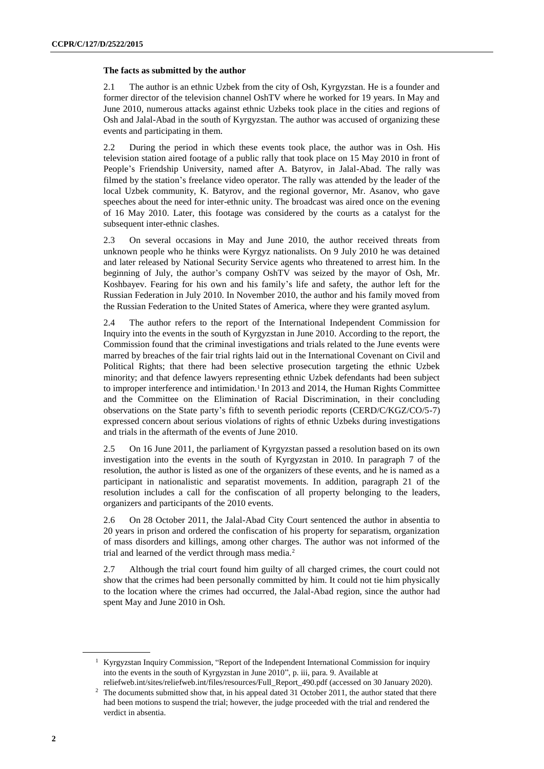**The facts as submitted by the author**

2.1 The author is an ethnic Uzbek from the city of Osh, Kyrgyzstan. He is a founder and former director of the television channel OshTV where he worked for 19 years. In May and June 2010, numerous attacks against ethnic Uzbeks took place in the cities and regions of Osh and Jalal-Abad in the south of Kyrgyzstan. The author was accused of organizing these events and participating in them.

2.2 During the period in which these events took place, the author was in Osh. His television station aired footage of a public rally that took place on 15 May 2010 in front of People's Friendship University, named after A. Batyrov, in Jalal-Abad. The rally was filmed by the station's freelance video operator. The rally was attended by the leader of the local Uzbek community, K. Batyrov, and the regional governor, Mr. Asanov, who gave speeches about the need for inter-ethnic unity. The broadcast was aired once on the evening of 16 May 2010. Later, this footage was considered by the courts as a catalyst for the subsequent inter-ethnic clashes.

2.3 On several occasions in May and June 2010, the author received threats from unknown people who he thinks were Kyrgyz nationalists. On 9 July 2010 he was detained and later released by National Security Service agents who threatened to arrest him. In the beginning of July, the author's company OshTV was seized by the mayor of Osh, Mr. Koshbayev. Fearing for his own and his family's life and safety, the author left for the Russian Federation in July 2010. In November 2010, the author and his family moved from the Russian Federation to the United States of America, where they were granted asylum.

2.4 The author refers to the report of the International Independent Commission for Inquiry into the events in the south of Kyrgyzstan in June 2010. According to the report, the Commission found that the criminal investigations and trials related to the June events were marred by breaches of the fair trial rights laid out in the International Covenant on Civil and Political Rights; that there had been selective prosecution targeting the ethnic Uzbek minority; and that defence lawyers representing ethnic Uzbek defendants had been subject to improper interference and intimidation.[1] In 2013 and 2014, the Human Rights Committee and the Committee on the Elimination of Racial Discrimination, in their concluding observations on the State party's fifth to seventh periodic reports (CERD/C/KGZ/CO/5-7) expressed concern about serious violations of rights of ethnic Uzbeks during investigations and trials in the aftermath of the events of June 2010.

2.5 On 16 June 2011, the parliament of Kyrgyzstan passed a resolution based on its own investigation into the events in the south of Kyrgyzstan in 2010. In paragraph 7 of the resolution, the author is listed as one of the organizers of these events, and he is named as a participant in nationalistic and separatist movements. In addition, paragraph 21 of the resolution includes a call for the confiscation of all property belonging to the leaders, organizers and participants of the 2010 events.

2.6 On 28 October 2011, the Jalal-Abad City Court sentenced the author in absentia to 20 years in prison and ordered the confiscation of his property for separatism, organization of mass disorders and killings, among other charges. The author was not informed of the trial and learned of the verdict through mass media.[2]

2.7 Although the trial court found him guilty of all charged crimes, the court could not show that the crimes had been personally committed by him. It could not tie him physically to the location where the crimes had occurred, the Jalal-Abad region, since the author had spent May and June 2010 in Osh.

---

[1] Kyrgyzstan Inquiry Commission, "Report of the Independent International Commission for inquiry into the events in the south of Kyrgyzstan in June 2010", p. iii, para. 9. Available at reliefweb.int/sites/reliefweb.int/files/resources/Full_Report_490.pdf (accessed on 30 January 2020).

[2] The documents submitted show that, in his appeal dated 31 October 2011, the author stated that there had been motions to suspend the trial; however, the judge proceeded with the trial and rendered the verdict in absentia.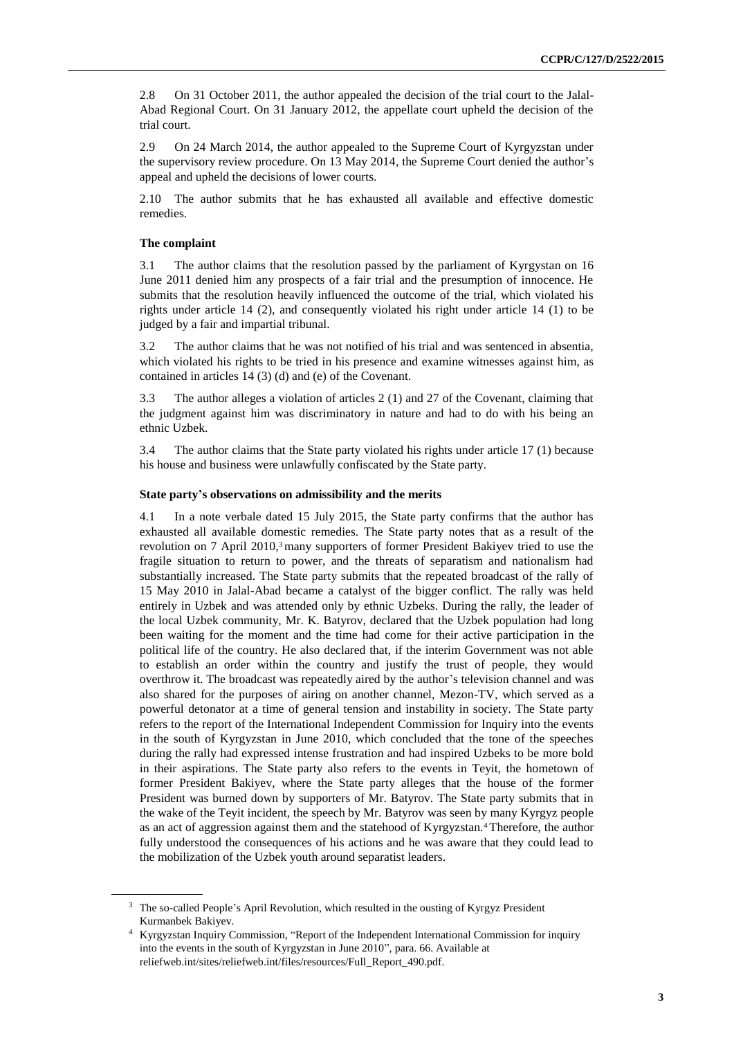2.8 On 31 October 2011, the author appealed the decision of the trial court to the Jalal-Abad Regional Court. On 31 January 2012, the appellate court upheld the decision of the trial court.

2.9 On 24 March 2014, the author appealed to the Supreme Court of Kyrgyzstan under the supervisory review procedure. On 13 May 2014, the Supreme Court denied the author's appeal and upheld the decisions of lower courts.

2.10 The author submits that he has exhausted all available and effective domestic remedies.

### The complaint

3.1 The author claims that the resolution passed by the parliament of Kyrgyzstan on 16 June 2011 denied him any prospects of a fair trial and the presumption of innocence. He submits that the resolution heavily influenced the outcome of the trial, which violated his rights under article 14 (2), and consequently violated his right under article 14 (1) to be judged by a fair and impartial tribunal.

3.2 The author claims that he was not notified of his trial and was sentenced in absentia, which violated his rights to be tried in his presence and examine witnesses against him, as contained in articles 14 (3) (d) and (e) of the Covenant.

3.3 The author alleges a violation of articles 2 (1) and 27 of the Covenant, claiming that the judgment against him was discriminatory in nature and had to do with his being an ethnic Uzbek.

3.4 The author claims that the State party violated his rights under article 17 (1) because his house and business were unlawfully confiscated by the State party.

### State party's observations on admissibility and the merits

4.1 In a note verbale dated 15 July 2015, the State party confirms that the author has exhausted all available domestic remedies. The State party notes that as a result of the revolution on 7 April 2010,[3] many supporters of former President Bakiyev tried to use the fragile situation to return to power, and the threats of separatism and nationalism had substantially increased. The State party submits that the repeated broadcast of the rally of 15 May 2010 in Jalal-Abad became a catalyst of the bigger conflict. The rally was held entirely in Uzbek and was attended only by ethnic Uzbeks. During the rally, the leader of the local Uzbek community, Mr. K. Batyrov, declared that the Uzbek population had long been waiting for the moment and the time had come for their active participation in the political life of the country. He also declared that, if the interim Government was not able to establish an order within the country and justify the trust of people, they would overthrow it. The broadcast was repeatedly aired by the author's television channel and was also shared for the purposes of airing on another channel, Mezon-TV, which served as a powerful detonator at a time of general tension and instability in society. The State party refers to the report of the International Independent Commission for Inquiry into the events in the south of Kyrgyzstan in June 2010, which concluded that the tone of the speeches during the rally had expressed intense frustration and had inspired Uzbeks to be more bold in their aspirations. The State party also refers to the events in Teyit, the hometown of former President Bakiyev, where the State party alleges that the house of the former President was burned down by supporters of Mr. Batyrov. The State party submits that in the wake of the Teyit incident, the speech by Mr. Batyrov was seen by many Kyrgyz people as an act of aggression against them and the statehood of Kyrgyzstan.[4] Therefore, the author fully understood the consequences of his actions and he was aware that they could lead to the mobilization of the Uzbek youth around separatist leaders.

---

[3] The so-called People's April Revolution, which resulted in the ousting of Kyrgyz President Kurmanbek Bakiyev.

[4] Kyrgyzstan Inquiry Commission, "Report of the Independent International Commission for inquiry into the events in the south of Kyrgyzstan in June 2010", para. 66. Available at reliefweb.int/sites/reliefweb.int/files/resources/Full_Report_490.pdf.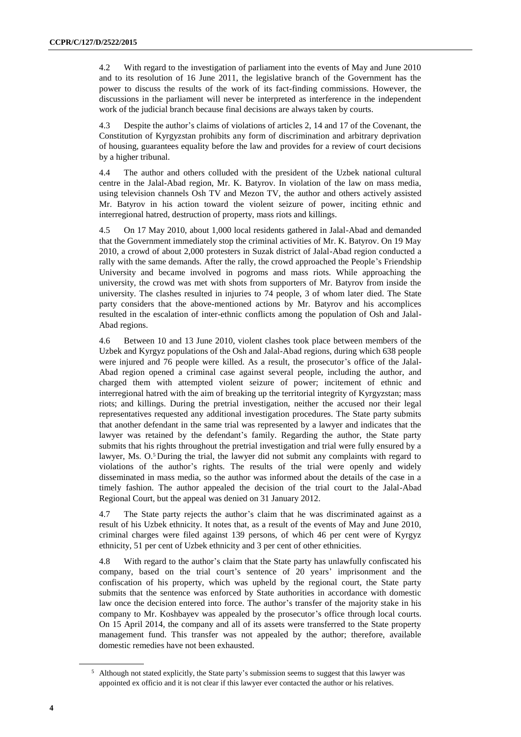4.2 With regard to the investigation of parliament into the events of May and June 2010 and to its resolution of 16 June 2011, the legislative branch of the Government has the power to discuss the results of the work of its fact-finding commissions. However, the discussions in the parliament will never be interpreted as interference in the independent work of the judicial branch because final decisions are always taken by courts.

4.3 Despite the author's claims of violations of articles 2, 14 and 17 of the Covenant, the Constitution of Kyrgyzstan prohibits any form of discrimination and arbitrary deprivation of housing, guarantees equality before the law and provides for a review of court decisions by a higher tribunal.

4.4 The author and others colluded with the president of the Uzbek national cultural centre in the Jalal-Abad region, Mr. K. Batyrov. In violation of the law on mass media, using television channels Osh TV and Mezon TV, the author and others actively assisted Mr. Batyrov in his action toward the violent seizure of power, inciting ethnic and interregional hatred, destruction of property, mass riots and killings.

4.5 On 17 May 2010, about 1,000 local residents gathered in Jalal-Abad and demanded that the Government immediately stop the criminal activities of Mr. K. Batyrov. On 19 May 2010, a crowd of about 2,000 protesters in Suzak district of Jalal-Abad region conducted a rally with the same demands. After the rally, the crowd approached the People's Friendship University and became involved in pogroms and mass riots. While approaching the university, the crowd was met with shots from supporters of Mr. Batyrov from inside the university. The clashes resulted in injuries to 74 people, 3 of whom later died. The State party considers that the above-mentioned actions by Mr. Batyrov and his accomplices resulted in the escalation of inter-ethnic conflicts among the population of Osh and Jalal-Abad regions.

4.6 Between 10 and 13 June 2010, violent clashes took place between members of the Uzbek and Kyrgyz populations of the Osh and Jalal-Abad regions, during which 638 people were injured and 76 people were killed. As a result, the prosecutor's office of the Jalal-Abad region opened a criminal case against several people, including the author, and charged them with attempted violent seizure of power; incitement of ethnic and interregional hatred with the aim of breaking up the territorial integrity of Kyrgyzstan; mass riots; and killings. During the pretrial investigation, neither the accused nor their legal representatives requested any additional investigation procedures. The State party submits that another defendant in the same trial was represented by a lawyer and indicates that the lawyer was retained by the defendant's family. Regarding the author, the State party submits that his rights throughout the pretrial investigation and trial were fully ensured by a lawyer, Ms. O.[5] During the trial, the lawyer did not submit any complaints with regard to violations of the author's rights. The results of the trial were openly and widely disseminated in mass media, so the author was informed about the details of the case in a timely fashion. The author appealed the decision of the trial court to the Jalal-Abad Regional Court, but the appeal was denied on 31 January 2012.

4.7 The State party rejects the author's claim that he was discriminated against as a result of his Uzbek ethnicity. It notes that, as a result of the events of May and June 2010, criminal charges were filed against 139 persons, of which 46 per cent were of Kyrgyz ethnicity, 51 per cent of Uzbek ethnicity and 3 per cent of other ethnicities.

4.8 With regard to the author's claim that the State party has unlawfully confiscated his company, based on the trial court's sentence of 20 years' imprisonment and the confiscation of his property, which was upheld by the regional court, the State party submits that the sentence was enforced by State authorities in accordance with domestic law once the decision entered into force. The author's transfer of the majority stake in his company to Mr. Koshbayev was appealed by the prosecutor's office through local courts. On 15 April 2014, the company and all of its assets were transferred to the State property management fund. This transfer was not appealed by the author; therefore, available domestic remedies have not been exhausted.

[5] Although not stated explicitly, the State party's submission seems to suggest that this lawyer was appointed ex officio and it is not clear if this lawyer ever contacted the author or his relatives.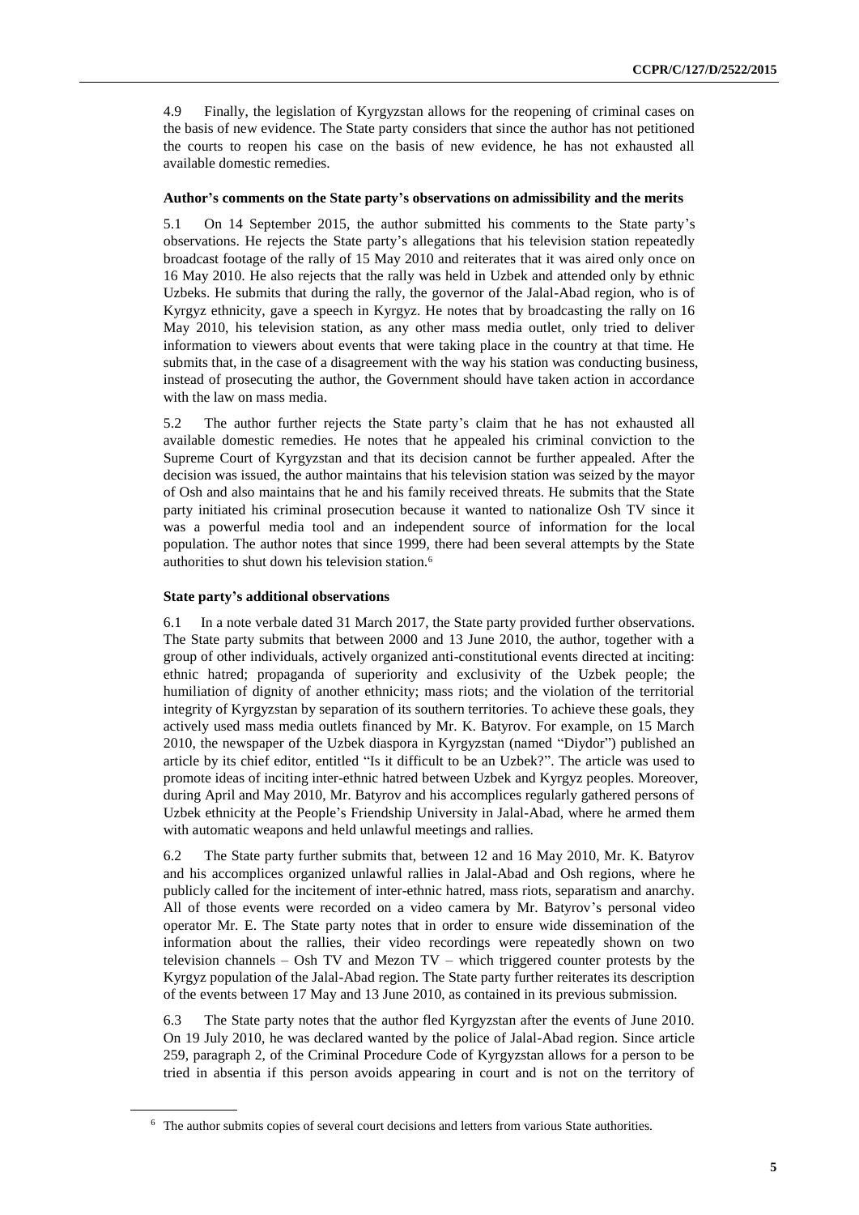4.9 Finally, the legislation of Kyrgyzstan allows for the reopening of criminal cases on the basis of new evidence. The State party considers that since the author has not petitioned the courts to reopen his case on the basis of new evidence, he has not exhausted all available domestic remedies.

### Author's comments on the State party's observations on admissibility and the merits

5.1 On 14 September 2015, the author submitted his comments to the State party's observations. He rejects the State party's allegations that his television station repeatedly broadcast footage of the rally of 15 May 2010 and reiterates that it was aired only once on 16 May 2010. He also rejects that the rally was held in Uzbek and attended only by ethnic Uzbeks. He submits that during the rally, the governor of the Jalal-Abad region, who is of Kyrgyz ethnicity, gave a speech in Kyrgyz. He notes that by broadcasting the rally on 16 May 2010, his television station, as any other mass media outlet, only tried to deliver information to viewers about events that were taking place in the country at that time. He submits that, in the case of a disagreement with the way his station was conducting business, instead of prosecuting the author, the Government should have taken action in accordance with the law on mass media.

5.2 The author further rejects the State party's claim that he has not exhausted all available domestic remedies. He notes that he appealed his criminal conviction to the Supreme Court of Kyrgyzstan and that its decision cannot be further appealed. After the decision was issued, the author maintains that his television station was seized by the mayor of Osh and also maintains that he and his family received threats. He submits that the State party initiated his criminal prosecution because it wanted to nationalize Osh TV since it was a powerful media tool and an independent source of information for the local population. The author notes that since 1999, there had been several attempts by the State authorities to shut down his television station.[6]

### State party's additional observations

6.1 In a note verbale dated 31 March 2017, the State party provided further observations. The State party submits that between 2000 and 13 June 2010, the author, together with a group of other individuals, actively organized anti-constitutional events directed at inciting: ethnic hatred; propaganda of superiority and exclusivity of the Uzbek people; the humiliation of dignity of another ethnicity; mass riots; and the violation of the territorial integrity of Kyrgyzstan by separation of its southern territories. To achieve these goals, they actively used mass media outlets financed by Mr. K. Batyrov. For example, on 15 March 2010, the newspaper of the Uzbek diaspora in Kyrgyzstan (named "Diydor") published an article by its chief editor, entitled "Is it difficult to be an Uzbek?". The article was used to promote ideas of inciting inter-ethnic hatred between Uzbek and Kyrgyz peoples. Moreover, during April and May 2010, Mr. Batyrov and his accomplices regularly gathered persons of Uzbek ethnicity at the People's Friendship University in Jalal-Abad, where he armed them with automatic weapons and held unlawful meetings and rallies.

6.2 The State party further submits that, between 12 and 16 May 2010, Mr. K. Batyrov and his accomplices organized unlawful rallies in Jalal-Abad and Osh regions, where he publicly called for the incitement of inter-ethnic hatred, mass riots, separatism and anarchy. All of those events were recorded on a video camera by Mr. Batyrov's personal video operator Mr. E. The State party notes that in order to ensure wide dissemination of the information about the rallies, their video recordings were repeatedly shown on two television channels – Osh TV and Mezon TV – which triggered counter protests by the Kyrgyz population of the Jalal-Abad region. The State party further reiterates its description of the events between 17 May and 13 June 2010, as contained in its previous submission.

6.3 The State party notes that the author fled Kyrgyzstan after the events of June 2010. On 19 July 2010, he was declared wanted by the police of Jalal-Abad region. Since article 259, paragraph 2, of the Criminal Procedure Code of Kyrgyzstan allows for a person to be tried in absentia if this person avoids appearing in court and is not on the territory of

[6] The author submits copies of several court decisions and letters from various State authorities.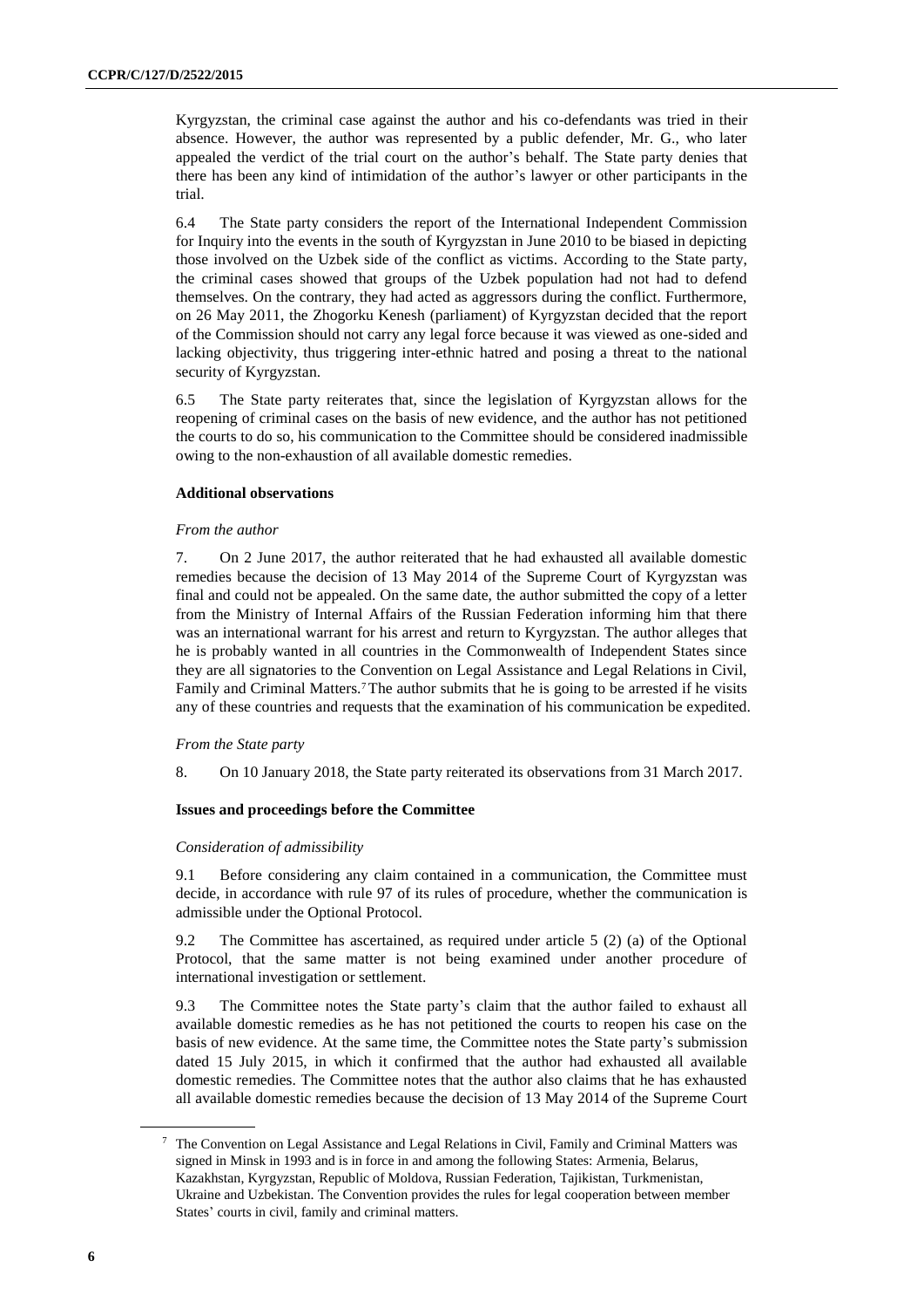Kyrgyzstan, the criminal case against the author and his co-defendants was tried in their absence. However, the author was represented by a public defender, Mr. G., who later appealed the verdict of the trial court on the author's behalf. The State party denies that there has been any kind of intimidation of the author's lawyer or other participants in the trial.

6.4 The State party considers the report of the International Independent Commission for Inquiry into the events in the south of Kyrgyzstan in June 2010 to be biased in depicting those involved on the Uzbek side of the conflict as victims. According to the State party, the criminal cases showed that groups of the Uzbek population had not had to defend themselves. On the contrary, they had acted as aggressors during the conflict. Furthermore, on 26 May 2011, the Zhogorku Kenesh (parliament) of Kyrgyzstan decided that the report of the Commission should not carry any legal force because it was viewed as one-sided and lacking objectivity, thus triggering inter-ethnic hatred and posing a threat to the national security of Kyrgyzstan.

6.5 The State party reiterates that, since the legislation of Kyrgyzstan allows for the reopening of criminal cases on the basis of new evidence, and the author has not petitioned the courts to do so, his communication to the Committee should be considered inadmissible owing to the non-exhaustion of all available domestic remedies.

### Additional observations

*From the author*

7. On 2 June 2017, the author reiterated that he had exhausted all available domestic remedies because the decision of 13 May 2014 of the Supreme Court of Kyrgyzstan was final and could not be appealed. On the same date, the author submitted the copy of a letter from the Ministry of Internal Affairs of the Russian Federation informing him that there was an international warrant for his arrest and return to Kyrgyzstan. The author alleges that he is probably wanted in all countries in the Commonwealth of Independent States since they are all signatories to the Convention on Legal Assistance and Legal Relations in Civil, Family and Criminal Matters.[7] The author submits that he is going to be arrested if he visits any of these countries and requests that the examination of his communication be expedited.

*From the State party*

8. On 10 January 2018, the State party reiterated its observations from 31 March 2017.

### Issues and proceedings before the Committee

*Consideration of admissibility*

9.1 Before considering any claim contained in a communication, the Committee must decide, in accordance with rule 97 of its rules of procedure, whether the communication is admissible under the Optional Protocol.

9.2 The Committee has ascertained, as required under article 5 (2) (a) of the Optional Protocol, that the same matter is not being examined under another procedure of international investigation or settlement.

9.3 The Committee notes the State party's claim that the author failed to exhaust all available domestic remedies as he has not petitioned the courts to reopen his case on the basis of new evidence. At the same time, the Committee notes the State party's submission dated 15 July 2015, in which it confirmed that the author had exhausted all available domestic remedies. The Committee notes that the author also claims that he has exhausted all available domestic remedies because the decision of 13 May 2014 of the Supreme Court

[7] The Convention on Legal Assistance and Legal Relations in Civil, Family and Criminal Matters was signed in Minsk in 1993 and is in force in and among the following States: Armenia, Belarus, Kazakhstan, Kyrgyzstan, Republic of Moldova, Russian Federation, Tajikistan, Turkmenistan, Ukraine and Uzbekistan. The Convention provides the rules for legal cooperation between member States' courts in civil, family and criminal matters.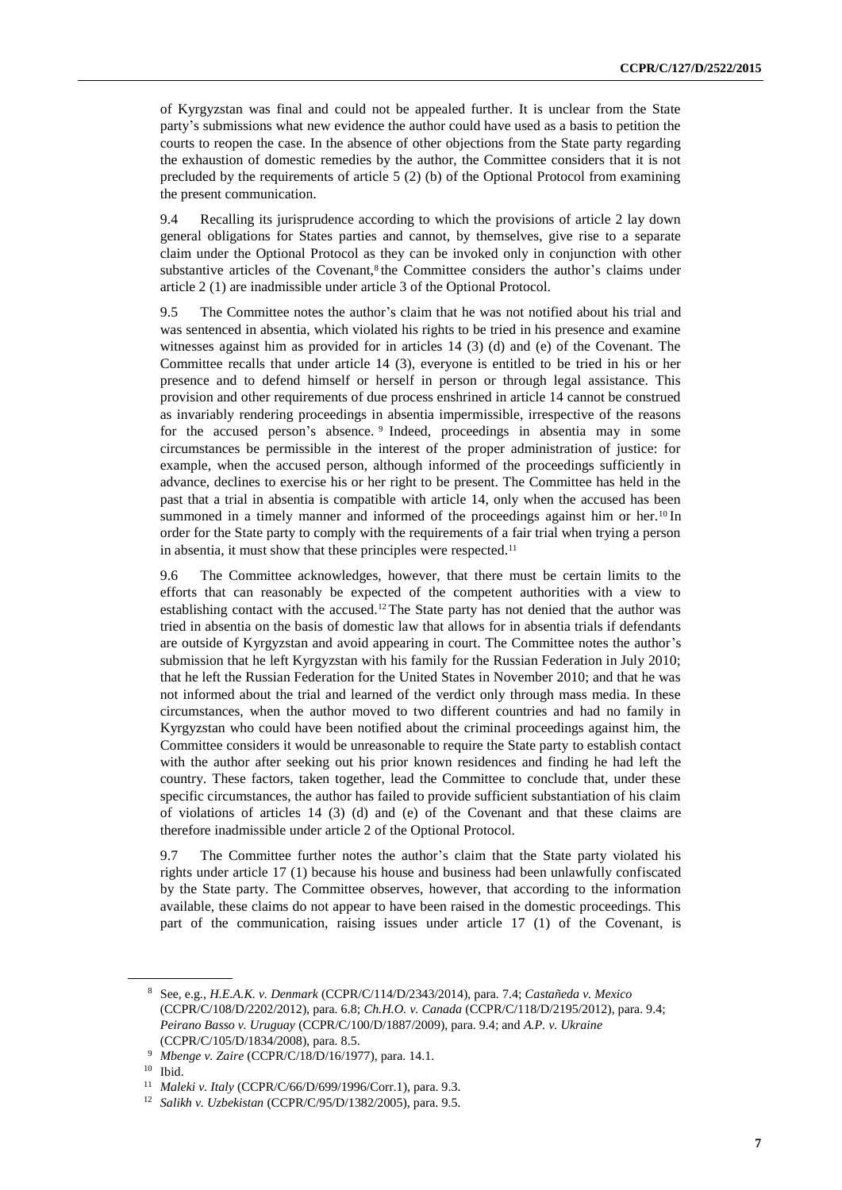of Kyrgyzstan was final and could not be appealed further. It is unclear from the State party's submissions what new evidence the author could have used as a basis to petition the courts to reopen the case. In the absence of other objections from the State party regarding the exhaustion of domestic remedies by the author, the Committee considers that it is not precluded by the requirements of article 5 (2) (b) of the Optional Protocol from examining the present communication.

9.4 Recalling its jurisprudence according to which the provisions of article 2 lay down general obligations for States parties and cannot, by themselves, give rise to a separate claim under the Optional Protocol as they can be invoked only in conjunction with other substantive articles of the Covenant,[8] the Committee considers the author's claims under article 2 (1) are inadmissible under article 3 of the Optional Protocol.

9.5 The Committee notes the author's claim that he was not notified about his trial and was sentenced in absentia, which violated his rights to be tried in his presence and examine witnesses against him as provided for in articles 14 (3) (d) and (e) of the Covenant. The Committee recalls that under article 14 (3), everyone is entitled to be tried in his or her presence and to defend himself or herself in person or through legal assistance. This provision and other requirements of due process enshrined in article 14 cannot be construed as invariably rendering proceedings in absentia impermissible, irrespective of the reasons for the accused person's absence.[9] Indeed, proceedings in absentia may in some circumstances be permissible in the interest of the proper administration of justice: for example, when the accused person, although informed of the proceedings sufficiently in advance, declines to exercise his or her right to be present. The Committee has held in the past that a trial in absentia is compatible with article 14, only when the accused has been summoned in a timely manner and informed of the proceedings against him or her.[10] In order for the State party to comply with the requirements of a fair trial when trying a person in absentia, it must show that these principles were respected.[11]

9.6 The Committee acknowledges, however, that there must be certain limits to the efforts that can reasonably be expected of the competent authorities with a view to establishing contact with the accused.[12] The State party has not denied that the author was tried in absentia on the basis of domestic law that allows for in absentia trials if defendants are outside of Kyrgyzstan and avoid appearing in court. The Committee notes the author's submission that he left Kyrgyzstan with his family for the Russian Federation in July 2010; that he left the Russian Federation for the United States in November 2010; and that he was not informed about the trial and learned of the verdict only through mass media. In these circumstances, when the author moved to two different countries and had no family in Kyrgyzstan who could have been notified about the criminal proceedings against him, the Committee considers it would be unreasonable to require the State party to establish contact with the author after seeking out his prior known residences and finding he had left the country. These factors, taken together, lead the Committee to conclude that, under these specific circumstances, the author has failed to provide sufficient substantiation of his claim of violations of articles 14 (3) (d) and (e) of the Covenant and that these claims are therefore inadmissible under article 2 of the Optional Protocol.

9.7 The Committee further notes the author's claim that the State party violated his rights under article 17 (1) because his house and business had been unlawfully confiscated by the State party. The Committee observes, however, that according to the information available, these claims do not appear to have been raised in the domestic proceedings. This part of the communication, raising issues under article 17 (1) of the Covenant, is

---

[8] See, e.g., *H.E.A.K. v. Denmark* (CCPR/C/114/D/2343/2014), para. 7.4; *Castañeda v. Mexico* (CCPR/C/108/D/2202/2012), para. 6.8; *Ch.H.O. v. Canada* (CCPR/C/118/D/2195/2012), para. 9.4; *Peirano Basso v. Uruguay* (CCPR/C/100/D/1887/2009), para. 9.4; and *A.P. v. Ukraine* (CCPR/C/105/D/1834/2008), para. 8.5.

[9] *Mbenge v. Zaire* (CCPR/C/18/D/16/1977), para. 14.1.

[10] Ibid.

[11] *Maleki v. Italy* (CCPR/C/66/D/699/1996/Corr.1), para. 9.3.

[12] *Salikh v. Uzbekistan* (CCPR/C/95/D/1382/2005), para. 9.5.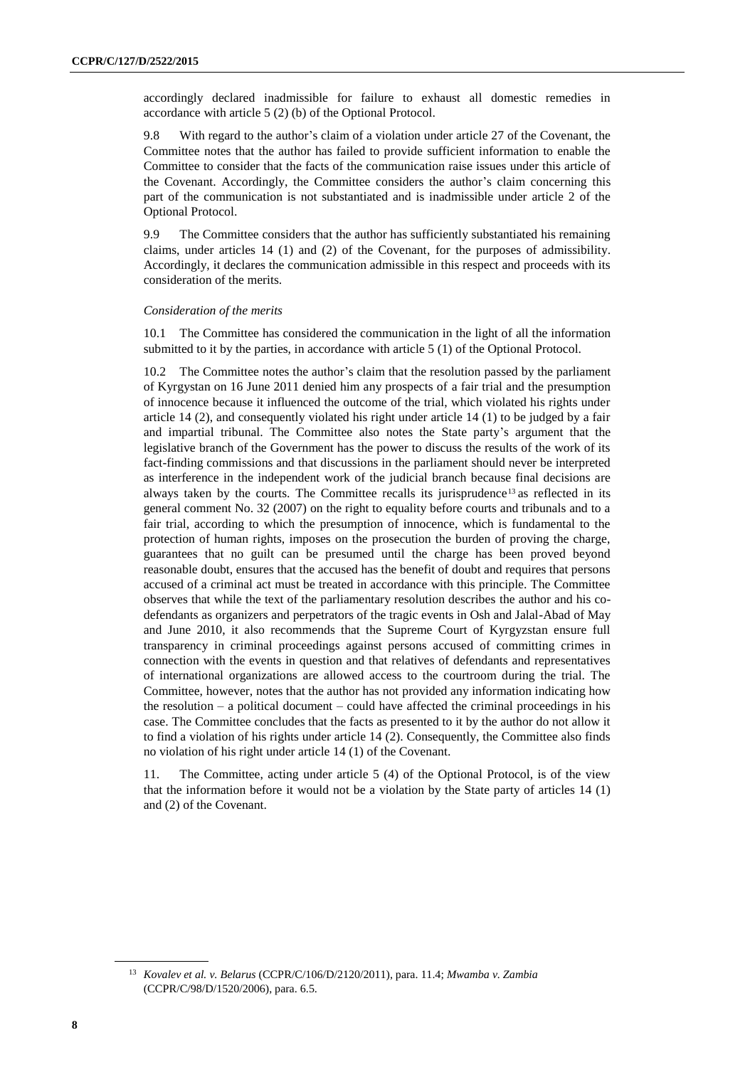accordingly declared inadmissible for failure to exhaust all domestic remedies in accordance with article 5 (2) (b) of the Optional Protocol.

9.8 With regard to the author's claim of a violation under article 27 of the Covenant, the Committee notes that the author has failed to provide sufficient information to enable the Committee to consider that the facts of the communication raise issues under this article of the Covenant. Accordingly, the Committee considers the author's claim concerning this part of the communication is not substantiated and is inadmissible under article 2 of the Optional Protocol.

9.9 The Committee considers that the author has sufficiently substantiated his remaining claims, under articles 14 (1) and (2) of the Covenant, for the purposes of admissibility. Accordingly, it declares the communication admissible in this respect and proceeds with its consideration of the merits.

*Consideration of the merits*

10.1 The Committee has considered the communication in the light of all the information submitted to it by the parties, in accordance with article 5 (1) of the Optional Protocol.

10.2 The Committee notes the author's claim that the resolution passed by the parliament of Kyrgystan on 16 June 2011 denied him any prospects of a fair trial and the presumption of innocence because it influenced the outcome of the trial, which violated his rights under article 14 (2), and consequently violated his right under article 14 (1) to be judged by a fair and impartial tribunal. The Committee also notes the State party's argument that the legislative branch of the Government has the power to discuss the results of the work of its fact-finding commissions and that discussions in the parliament should never be interpreted as interference in the independent work of the judicial branch because final decisions are always taken by the courts. The Committee recalls its jurisprudence[13] as reflected in its general comment No. 32 (2007) on the right to equality before courts and tribunals and to a fair trial, according to which the presumption of innocence, which is fundamental to the protection of human rights, imposes on the prosecution the burden of proving the charge, guarantees that no guilt can be presumed until the charge has been proved beyond reasonable doubt, ensures that the accused has the benefit of doubt and requires that persons accused of a criminal act must be treated in accordance with this principle. The Committee observes that while the text of the parliamentary resolution describes the author and his co-defendants as organizers and perpetrators of the tragic events in Osh and Jalal-Abad of May and June 2010, it also recommends that the Supreme Court of Kyrgyzstan ensure full transparency in criminal proceedings against persons accused of committing crimes in connection with the events in question and that relatives of defendants and representatives of international organizations are allowed access to the courtroom during the trial. The Committee, however, notes that the author has not provided any information indicating how the resolution – a political document – could have affected the criminal proceedings in his case. The Committee concludes that the facts as presented to it by the author do not allow it to find a violation of his rights under article 14 (2). Consequently, the Committee also finds no violation of his right under article 14 (1) of the Covenant.

11. The Committee, acting under article 5 (4) of the Optional Protocol, is of the view that the information before it would not be a violation by the State party of articles 14 (1) and (2) of the Covenant.

---

[13] *Kovalev et al. v. Belarus* (CCPR/C/106/D/2120/2011), para. 11.4; *Mwamba v. Zambia* (CCPR/C/98/D/1520/2006), para. 6.5.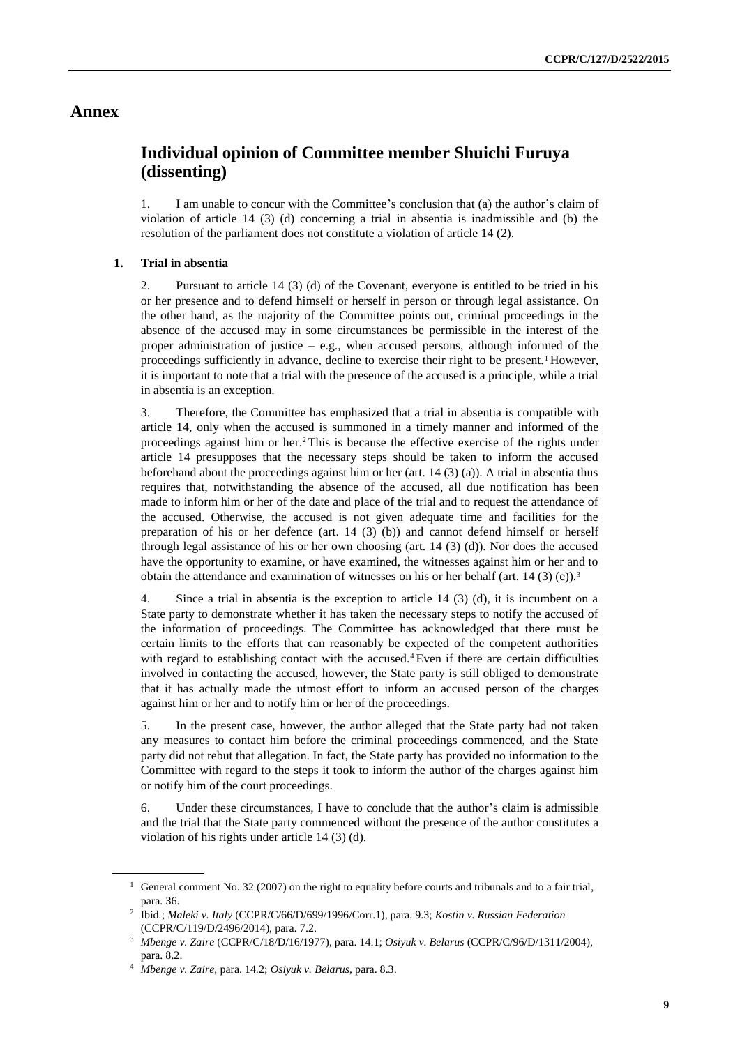# Annex

## Individual opinion of Committee member Shuichi Furuya (dissenting)

1. I am unable to concur with the Committee's conclusion that (a) the author's claim of violation of article 14 (3) (d) concerning a trial in absentia is inadmissible and (b) the resolution of the parliament does not constitute a violation of article 14 (2).

### 1. Trial in absentia

2. Pursuant to article 14 (3) (d) of the Covenant, everyone is entitled to be tried in his or her presence and to defend himself or herself in person or through legal assistance. On the other hand, as the majority of the Committee points out, criminal proceedings in the absence of the accused may in some circumstances be permissible in the interest of the proper administration of justice – e.g., when accused persons, although informed of the proceedings sufficiently in advance, decline to exercise their right to be present.[1] However, it is important to note that a trial with the presence of the accused is a principle, while a trial in absentia is an exception.

3. Therefore, the Committee has emphasized that a trial in absentia is compatible with article 14, only when the accused is summoned in a timely manner and informed of the proceedings against him or her.[2] This is because the effective exercise of the rights under article 14 presupposes that the necessary steps should be taken to inform the accused beforehand about the proceedings against him or her (art. 14 (3) (a)). A trial in absentia thus requires that, notwithstanding the absence of the accused, all due notification has been made to inform him or her of the date and place of the trial and to request the attendance of the accused. Otherwise, the accused is not given adequate time and facilities for the preparation of his or her defence (art. 14 (3) (b)) and cannot defend himself or herself through legal assistance of his or her own choosing (art. 14 (3) (d)). Nor does the accused have the opportunity to examine, or have examined, the witnesses against him or her and to obtain the attendance and examination of witnesses on his or her behalf (art. 14 (3) (e)).[3]

4. Since a trial in absentia is the exception to article 14 (3) (d), it is incumbent on a State party to demonstrate whether it has taken the necessary steps to notify the accused of the information of proceedings. The Committee has acknowledged that there must be certain limits to the efforts that can reasonably be expected of the competent authorities with regard to establishing contact with the accused.[4] Even if there are certain difficulties involved in contacting the accused, however, the State party is still obliged to demonstrate that it has actually made the utmost effort to inform an accused person of the charges against him or her and to notify him or her of the proceedings.

5. In the present case, however, the author alleged that the State party had not taken any measures to contact him before the criminal proceedings commenced, and the State party did not rebut that allegation. In fact, the State party has provided no information to the Committee with regard to the steps it took to inform the author of the charges against him or notify him of the court proceedings.

6. Under these circumstances, I have to conclude that the author's claim is admissible and the trial that the State party commenced without the presence of the author constitutes a violation of his rights under article 14 (3) (d).

---

[1] General comment No. 32 (2007) on the right to equality before courts and tribunals and to a fair trial, para. 36.

[2] Ibid.; *Maleki v. Italy* (CCPR/C/66/D/699/1996/Corr.1), para. 9.3; *Kostin v. Russian Federation* (CCPR/C/119/D/2496/2014), para. 7.2.

[3] *Mbenge v. Zaire* (CCPR/C/18/D/16/1977), para. 14.1; *Osiyuk v. Belarus* (CCPR/C/96/D/1311/2004), para. 8.2.

[4] *Mbenge v. Zaire*, para. 14.2; *Osiyuk v. Belarus*, para. 8.3.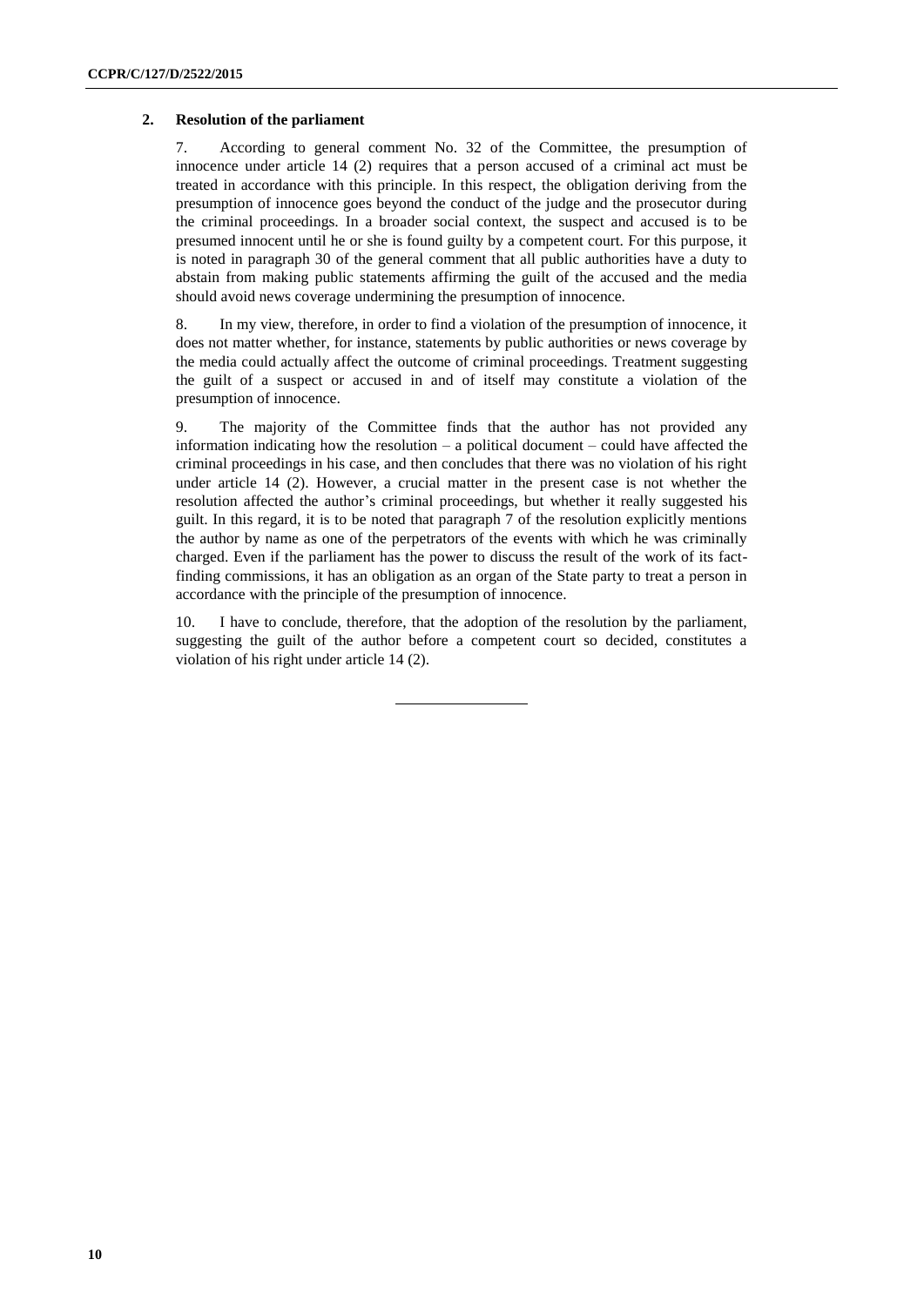## 2. Resolution of the parliament

7. According to general comment No. 32 of the Committee, the presumption of innocence under article 14 (2) requires that a person accused of a criminal act must be treated in accordance with this principle. In this respect, the obligation deriving from the presumption of innocence goes beyond the conduct of the judge and the prosecutor during the criminal proceedings. In a broader social context, the suspect and accused is to be presumed innocent until he or she is found guilty by a competent court. For this purpose, it is noted in paragraph 30 of the general comment that all public authorities have a duty to abstain from making public statements affirming the guilt of the accused and the media should avoid news coverage undermining the presumption of innocence.

8. In my view, therefore, in order to find a violation of the presumption of innocence, it does not matter whether, for instance, statements by public authorities or news coverage by the media could actually affect the outcome of criminal proceedings. Treatment suggesting the guilt of a suspect or accused in and of itself may constitute a violation of the presumption of innocence.

9. The majority of the Committee finds that the author has not provided any information indicating how the resolution – a political document – could have affected the criminal proceedings in his case, and then concludes that there was no violation of his right under article 14 (2). However, a crucial matter in the present case is not whether the resolution affected the author's criminal proceedings, but whether it really suggested his guilt. In this regard, it is to be noted that paragraph 7 of the resolution explicitly mentions the author by name as one of the perpetrators of the events with which he was criminally charged. Even if the parliament has the power to discuss the result of the work of its fact-finding commissions, it has an obligation as an organ of the State party to treat a person in accordance with the principle of the presumption of innocence.

10. I have to conclude, therefore, that the adoption of the resolution by the parliament, suggesting the guilt of the author before a competent court so decided, constitutes a violation of his right under article 14 (2).